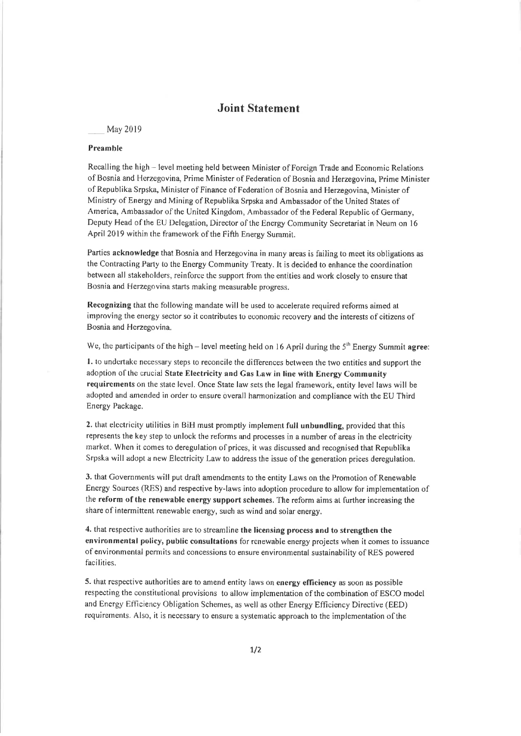# Joint Statement

\_\_\_\_ May 2019

**Preamble**

Recalling the high – level meeting held between Minister of Foreign Trade and Economic Relations of Bosnia and Herzegovina, Prime Minister of Federation of Bosnia and Herzegovina, Prime Minister of Republika Srpska, Minister of Finance of Federation of Bosnia and Herzegovina, Minister of Ministry of Energy and Mining of Republika Srpska and Ambassador of the United States of America, Ambassador of the United Kingdom, Ambassador of the Federal Republic of Germany, Deputy Head of the EU Delegation, Director of the Energy Community Secretariat in Neum on 16 April 2019 within the framework of the Fifth Energy Summit.

Parties **acknowledge** that Bosnia and Herzegovina in many areas is failing to meet its obligations as the Contracting Party to the Energy Community Treaty. It is decided to enhance the coordination between all stakeholders, reinforce the support from the entities and work closely to ensure that Bosnia and Herzegovina starts making measurable progress.

**Recognizing** that the following mandate will be used to accelerate required reforms aimed at improving the energy sector so it contributes to economic recovery and the interests of citizens of Bosnia and Herzegovina.

We, the participants of the high – level meeting held on 16 April during the 5th Energy Summit **agree**:

**1.** to undertake necessary steps to reconcile the differences between the two entities and support the adoption of the crucial **State Electricity and Gas Law in line with Energy Community requirements** on the state level. Once State law sets the legal framework, entity level laws will be adopted and amended in order to ensure overall harmonization and compliance with the EU Third Energy Package.

**2.** that electricity utilities in BiH must promptly implement **full unbundling**, provided that this represents the key step to unlock the reforms and processes in a number of areas in the electricity market. When it comes to deregulation of prices, it was discussed and recognised that Republika Srpska will adopt a new Electricity Law to address the issue of the generation prices deregulation.

**3.** that Governments will put draft amendments to the entity Laws on the Promotion of Renewable Energy Sources (RES) and respective by-laws into adoption procedure to allow for implementation of the **reform of the renewable energy support schemes**. The reform aims at further increasing the share of intermittent renewable energy, such as wind and solar energy.

**4.** that respective authorities are to streamline **the licensing process and to strengthen the environmental policy, public consultations** for renewable energy projects when it comes to issuance of environmental permits and concessions to ensure environmental sustainability of RES powered facilities.

**5.** that respective authorities are to amend entity laws on **energy efficiency** as soon as possible respecting the constitutional provisions to allow implementation of the combination of ESCO model and Energy Efficiency Obligation Schemes, as well as other Energy Efficiency Directive (EED) requirements. Also, it is necessary to ensure a systematic approach to the implementation of the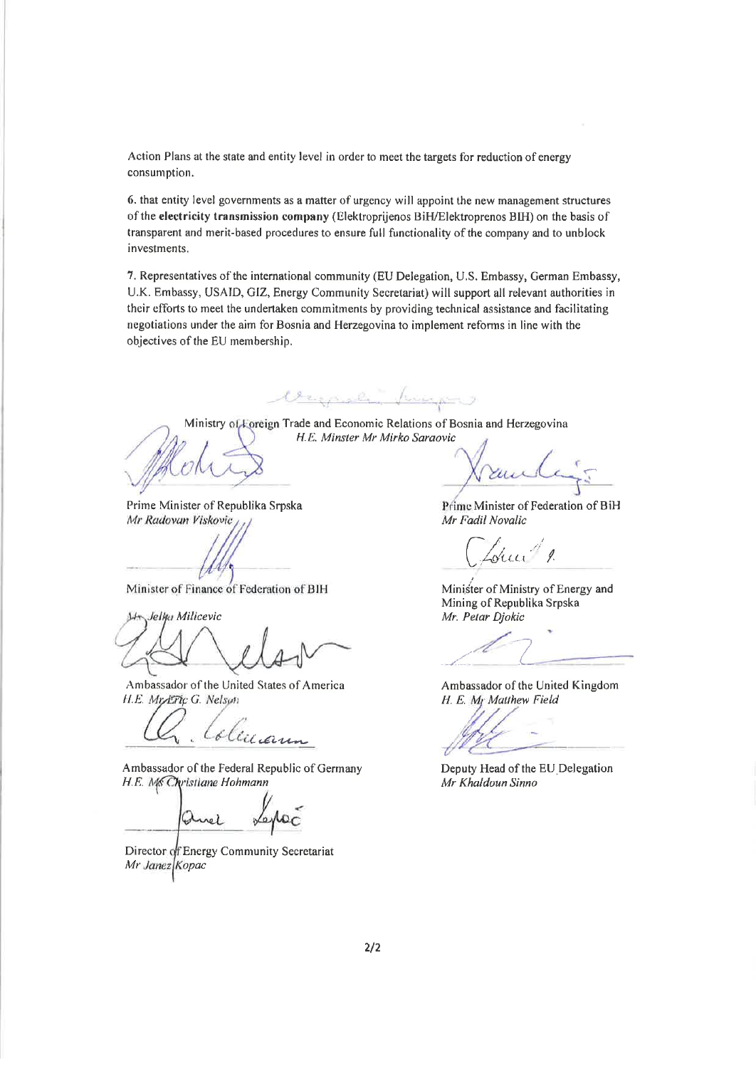Action Plans at the state and entity level in order to meet the targets for reduction of energy consumption.

6. that entity level governments as a matter of urgency will appoint the new management structures of the **electricity transmission company** (Elektroprijenos BiH/Elektroprenos BIH) on the basis of transparent and merit-based procedures to ensure full functionality of the company and to unblock investments.

7. Representatives of the international community (EU Delegation, U.S. Embassy, German Embassy, U.K. Embassy, USAID, GIZ, Energy Community Secretariat) will support all relevant authorities in their efforts to meet the undertaken commitments by providing technical assistance and facilitating negotiations under the aim for Bosnia and Herzegovina to implement reforms in line with the objectives of the EU membership.

Ministry of Foreign Trade and Economic Relations of Bosnia and Herzegovina
*H.E. Minster Mr Mirko Saraovic*

Prime Minister of Republika Srpska
*Mr Radovan Viskovic*

Prime Minister of Federation of BiH
*Mr Fadil Novalic*

Minister of Finance of Federation of BIH
*Mr Jelka Milicevic*

Minister of Ministry of Energy and Mining of Republika Srpska
*Mr. Petar Djokic*

Ambassador of the United States of America
*H.E. Mr Eric G. Nelson*

Ambassador of the United Kingdom
*H. E. Mr Matthew Field*

Ambassador of the Federal Republic of Germany
*H.E. Ms Christiane Hohmann*

Deputy Head of the EU Delegation
*Mr Khaldoun Sinno*

Director of Energy Community Secretariat
*Mr Janez Kopac*